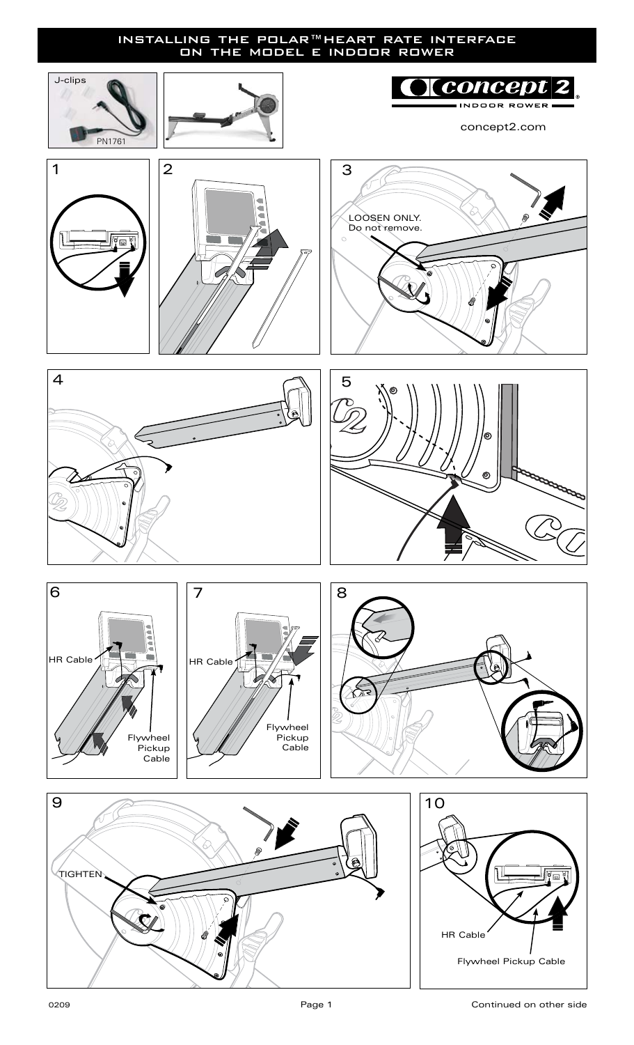# INSTALLING THE POLAR™ HEART RATE INTERFACE ON THE MODEL E INDOOR ROWER

J-clips

PN1761

concept 2 INDOOR ROWER

concept2.com

1

2

3

LOOSEN ONLY. Do not remove.

4

5

6

HR Cable

Flywheel Pickup Cable

7

HR Cable

Flywheel Pickup Cable

8

9

TIGHTEN

10

HR Cable

Flywheel Pickup Cable

0209

Continued on other side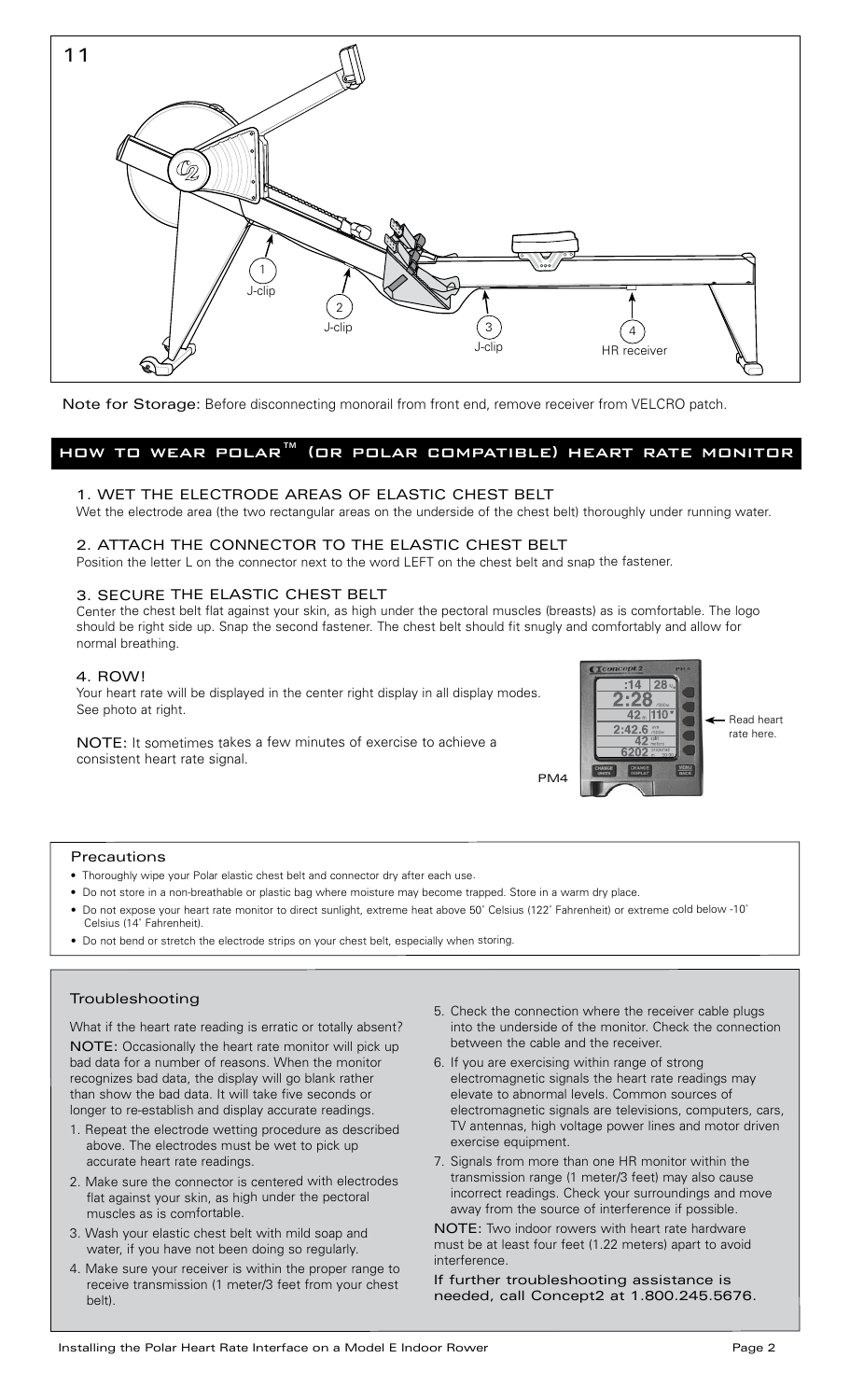11

1 J-clip

2 J-clip

3 J-clip

4 HR receiver

Note for Storage: Before disconnecting monorail from front end, remove receiver from VELCRO patch.

## HOW TO WEAR POLAR™ (OR POLAR COMPATIBLE) HEART RATE MONITOR

### 1. WET THE ELECTRODE AREAS OF ELASTIC CHEST BELT

Wet the electrode area (the two rectangular areas on the underside of the chest belt) thoroughly under running water.

### 2. ATTACH THE CONNECTOR TO THE ELASTIC CHEST BELT

Position the letter L on the connector next to the word LEFT on the chest belt and snap the fastener.

### 3. SECURE THE ELASTIC CHEST BELT

Center the chest belt flat against your skin, as high under the pectoral muscles (breasts) as is comfortable. The logo should be right side up. Snap the second fastener. The chest belt should fit snugly and comfortably and allow for normal breathing.

### 4. ROW!

Your heart rate will be displayed in the center right display in all display modes. See photo at right.

NOTE: It sometimes takes a few minutes of exercise to achieve a consistent heart rate signal.

Read heart rate here.

PM4

### Precautions

- Thoroughly wipe your Polar elastic chest belt and connector dry after each use.
- Do not store in a non-breathable or plastic bag where moisture may become trapped. Store in a warm dry place.
- Do not expose your heart rate monitor to direct sunlight, extreme heat above 50˚ Celsius (122˚ Fahrenheit) or extreme cold below -10˚ Celsius (14˚ Fahrenheit).
- Do not bend or stretch the electrode strips on your chest belt, especially when storing.

### Troubleshooting

What if the heart rate reading is erratic or totally absent?

NOTE: Occasionally the heart rate monitor will pick up bad data for a number of reasons. When the monitor recognizes bad data, the display will go blank rather than show the bad data. It will take five seconds or longer to re-establish and display accurate readings.

1. Repeat the electrode wetting procedure as described above. The electrodes must be wet to pick up accurate heart rate readings.
2. Make sure the connector is centered with electrodes flat against your skin, as high under the pectoral muscles as is comfortable.
3. Wash your elastic chest belt with mild soap and water, if you have not been doing so regularly.
4. Make sure your receiver is within the proper range to receive transmission (1 meter/3 feet from your chest belt).
5. Check the connection where the receiver cable plugs into the underside of the monitor. Check the connection between the cable and the receiver.
6. If you are exercising within range of strong electromagnetic signals the heart rate readings may elevate to abnormal levels. Common sources of electromagnetic signals are televisions, computers, cars, TV antennas, high voltage power lines and motor driven exercise equipment.
7. Signals from more than one HR monitor within the transmission range (1 meter/3 feet) may also cause incorrect readings. Check your surroundings and move away from the source of interference if possible.

NOTE: Two indoor rowers with heart rate hardware must be at least four feet (1.22 meters) apart to avoid interference.

If further troubleshooting assistance is needed, call Concept2 at 1.800.245.5676.